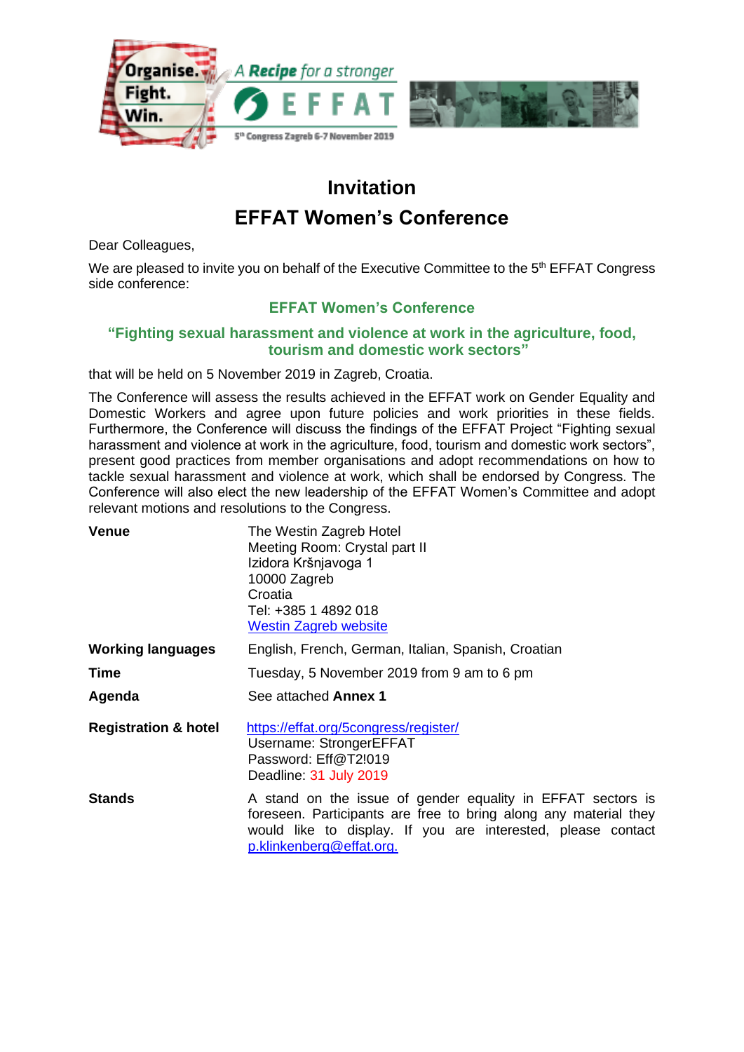# Invitation

# EFFAT Women's Conference

Dear Colleagues,

We are pleased to invite you on behalf of the Executive Committee to the 5th EFFAT Congress side conference:

## EFFAT Women's Conference

## "Fighting sexual harassment and violence at work in the agriculture, food, tourism and domestic work sectors"

that will be held on 5 November 2019 in Zagreb, Croatia.

The Conference will assess the results achieved in the EFFAT work on Gender Equality and Domestic Workers and agree upon future policies and work priorities in these fields. Furthermore, the Conference will discuss the findings of the EFFAT Project "Fighting sexual harassment and violence at work in the agriculture, food, tourism and domestic work sectors", present good practices from member organisations and adopt recommendations on how to tackle sexual harassment and violence at work, which shall be endorsed by Congress. The Conference will also elect the new leadership of the EFFAT Women's Committee and adopt relevant motions and resolutions to the Congress.

**Venue**
The Westin Zagreb Hotel
Meeting Room: Crystal part II
Izidora Kršnjavoga 1
10000 Zagreb
Croatia
Tel: +385 1 4892 018
Westin Zagreb website

**Working languages**
English, French, German, Italian, Spanish, Croatian

**Time**
Tuesday, 5 November 2019 from 9 am to 6 pm

**Agenda**
See attached **Annex 1**

**Registration & hotel**
https://effat.org/5congress/register/
Username: StrongerEFFAT
Password: Eff@T2!019
Deadline: 31 July 2019

**Stands**
A stand on the issue of gender equality in EFFAT sectors is foreseen. Participants are free to bring along any material they would like to display. If you are interested, please contact p.klinkenberg@effat.org.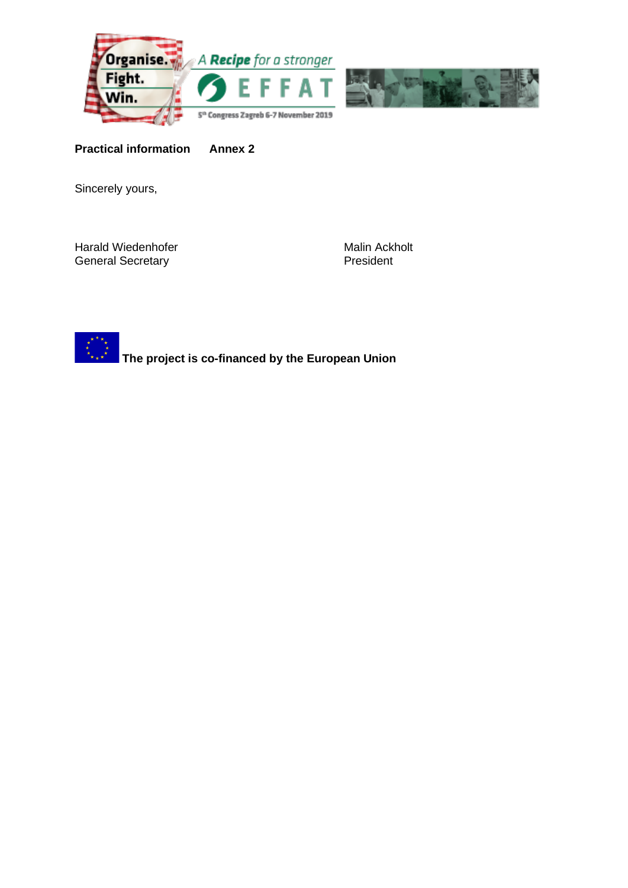**Practical information Annex 2**

Sincerely yours,

Harald Wiedenhofer
General Secretary

Malin Ackholt
President

**The project is co-financed by the European Union**